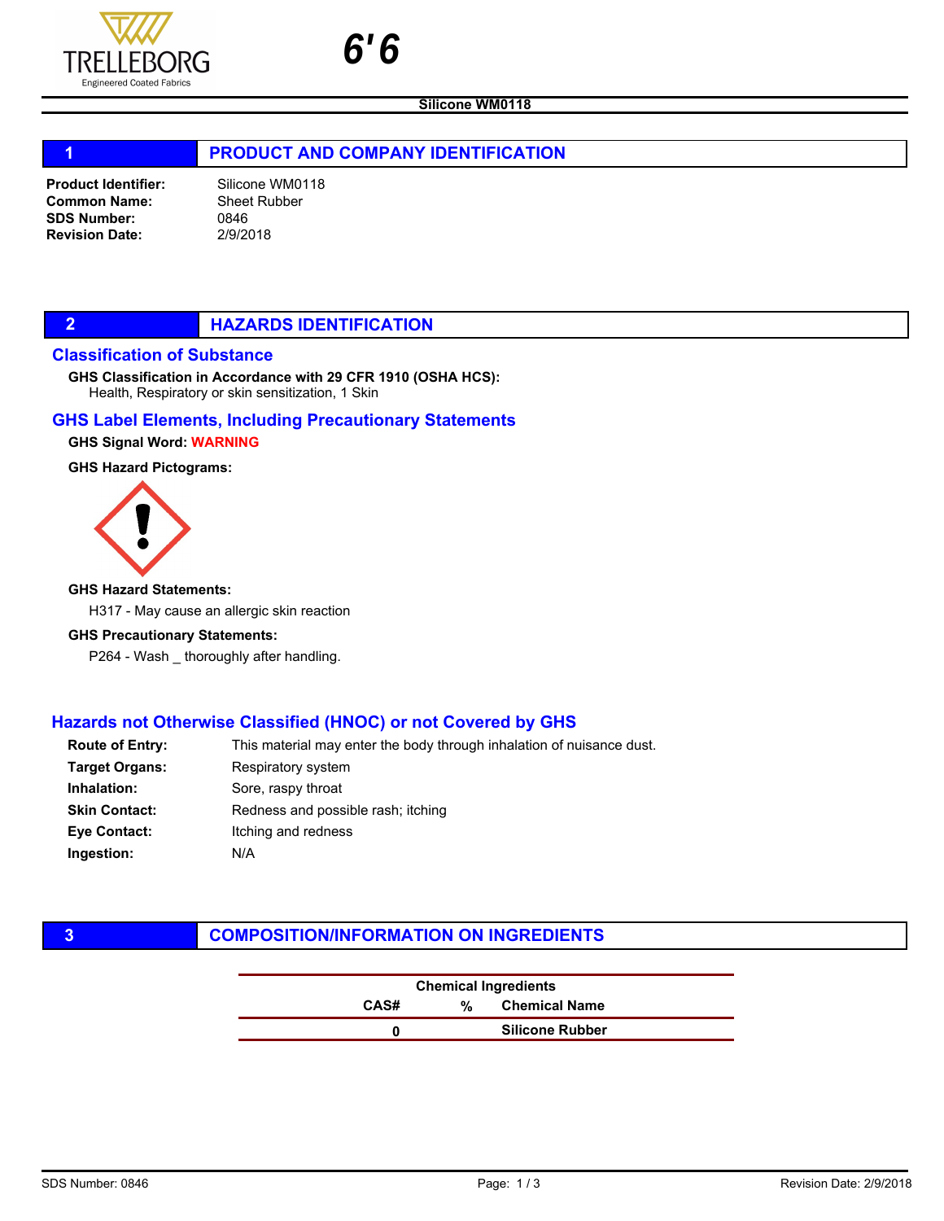TRELLEBORG
Engineered Coated Fabrics

*6'6*

**Silicone WM0118**

## 1 PRODUCT AND COMPANY IDENTIFICATION

**Product Identifier:** Silicone WM0118
**Common Name:** Sheet Rubber
**SDS Number:** 0846
**Revision Date:** 2/9/2018

## 2 HAZARDS IDENTIFICATION

### Classification of Substance

**GHS Classification in Accordance with 29 CFR 1910 (OSHA HCS):**
Health, Respiratory or skin sensitization, 1 Skin

### GHS Label Elements, Including Precautionary Statements

**GHS Signal Word:** WARNING

**GHS Hazard Pictograms:**

**GHS Hazard Statements:**

H317 - May cause an allergic skin reaction

**GHS Precautionary Statements:**

P264 - Wash _ thoroughly after handling.

### Hazards not Otherwise Classified (HNOC) or not Covered by GHS

**Route of Entry:** This material may enter the body through inhalation of nuisance dust.
**Target Organs:** Respiratory system
**Inhalation:** Sore, raspy throat
**Skin Contact:** Redness and possible rash; itching
**Eye Contact:** Itching and redness
**Ingestion:** N/A

## 3 COMPOSITION/INFORMATION ON INGREDIENTS

**Chemical Ingredients**

| CAS# | % | Chemical Name |
|---|---|---|
| 0 | | Silicone Rubber |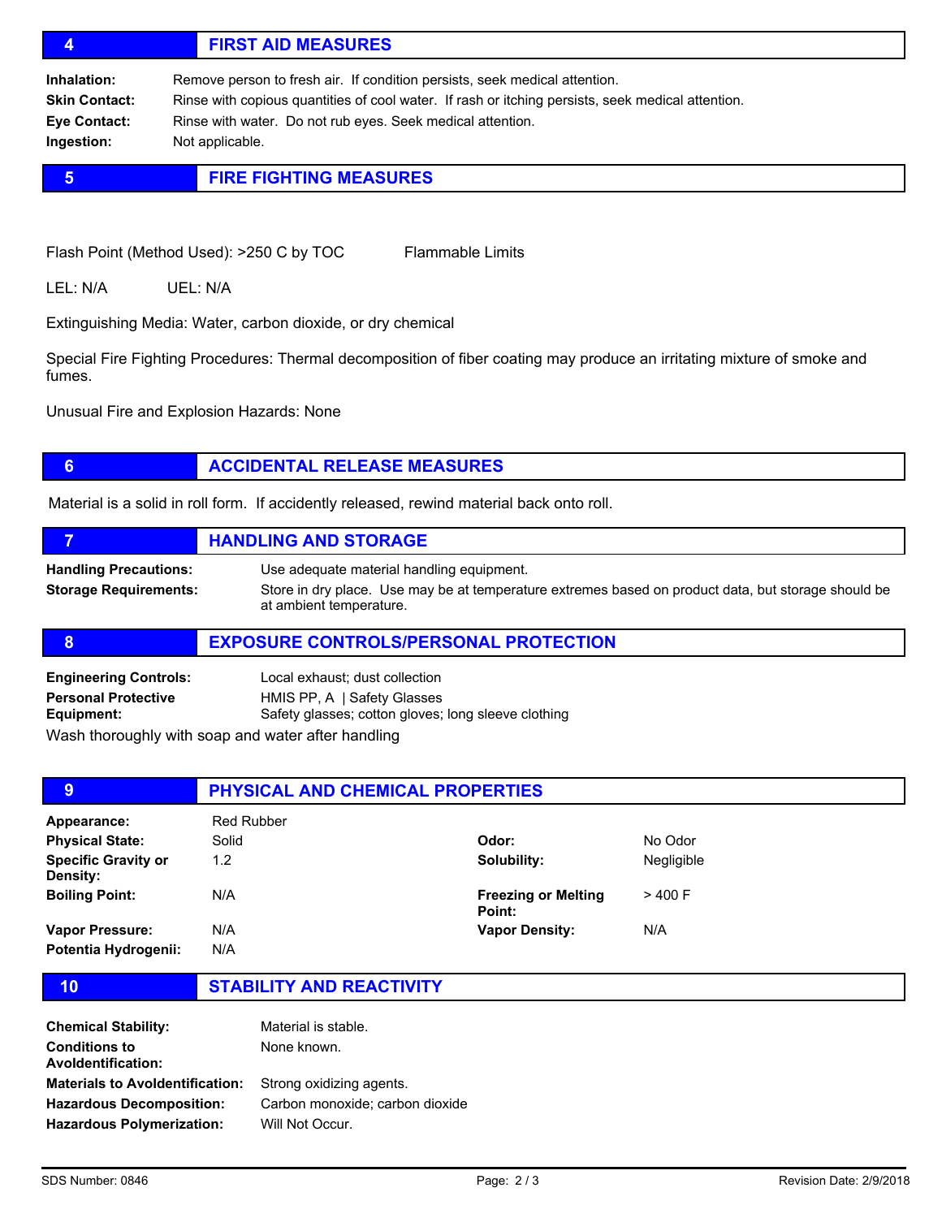## 4 FIRST AID MEASURES

**Inhalation:** Remove person to fresh air. If condition persists, seek medical attention.

**Skin Contact:** Rinse with copious quantities of cool water. If rash or itching persists, seek medical attention.

**Eye Contact:** Rinse with water. Do not rub eyes. Seek medical attention.

**Ingestion:** Not applicable.

## 5 FIRE FIGHTING MEASURES

Flash Point (Method Used): >250 C by TOC     Flammable Limits

LEL: N/A     UEL: N/A

Extinguishing Media: Water, carbon dioxide, or dry chemical

Special Fire Fighting Procedures: Thermal decomposition of fiber coating may produce an irritating mixture of smoke and fumes.

Unusual Fire and Explosion Hazards: None

## 6 ACCIDENTAL RELEASE MEASURES

Material is a solid in roll form. If accidently released, rewind material back onto roll.

## 7 HANDLING AND STORAGE

**Handling Precautions:** Use adequate material handling equipment.

**Storage Requirements:** Store in dry place. Use may be at temperature extremes based on product data, but storage should be at ambient temperature.

## 8 EXPOSURE CONTROLS/PERSONAL PROTECTION

**Engineering Controls:** Local exhaust; dust collection

**Personal Protective Equipment:** HMIS PP, A | Safety Glasses
Safety glasses; cotton gloves; long sleeve clothing

Wash thoroughly with soap and water after handling

## 9 PHYSICAL AND CHEMICAL PROPERTIES

| | | | |
|---|---|---|---|
| **Appearance:** | Red Rubber | | |
| **Physical State:** | Solid | **Odor:** | No Odor |
| **Specific Gravity or Density:** | 1.2 | **Solubility:** | Negligible |
| **Boiling Point:** | N/A | **Freezing or Melting Point:** | > 400 F |
| **Vapor Pressure:** | N/A | **Vapor Density:** | N/A |
| **Potentia Hydrogenii:** | N/A | | |

## 10 STABILITY AND REACTIVITY

**Chemical Stability:** Material is stable.

**Conditions to Avoldentification:** None known.

**Materials to Avoldentification:** Strong oxidizing agents.

**Hazardous Decomposition:** Carbon monoxide; carbon dioxide

**Hazardous Polymerization:** Will Not Occur.

SDS Number: 0846     Revision Date: 2/9/2018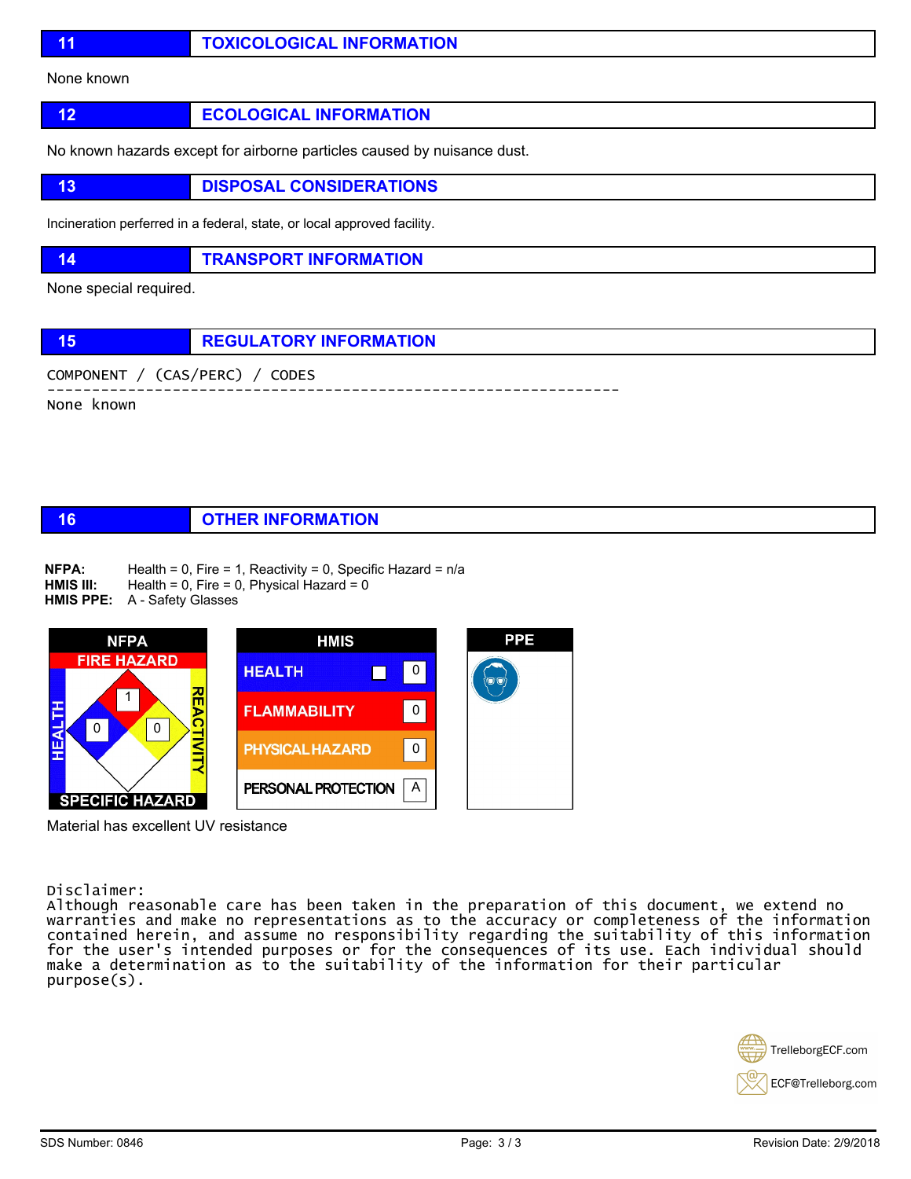## 11 TOXICOLOGICAL INFORMATION

None known

## 12 ECOLOGICAL INFORMATION

No known hazards except for airborne particles caused by nuisance dust.

## 13 DISPOSAL CONSIDERATIONS

Incineration perferred in a federal, state, or local approved facility.

## 14 TRANSPORT INFORMATION

None special required.

## 15 REGULATORY INFORMATION

```
COMPONENT / (CAS/PERC) / CODES
-----------------------------------------------------------------
None known
```

## 16 OTHER INFORMATION

**NFPA:** Health = 0, Fire = 1, Reactivity = 0, Specific Hazard = n/a
**HMIS III:** Health = 0, Fire = 0, Physical Hazard = 0
**HMIS PPE:** A - Safety Glasses

NFPA
FIRE HAZARD
1
HEALTH
0
REACTIVITY
0
SPECIFIC HAZARD

| HMIS | |
|---|---|
| HEALTH | 0 |
| FLAMMABILITY | 0 |
| PHYSICAL HAZARD | 0 |
| PERSONAL PROTECTION | A |

PPE

Material has excellent UV resistance

Disclaimer:
Although reasonable care has been taken in the preparation of this document, we extend no warranties and make no representations as to the accuracy or completeness of the information contained herein, and assume no responsibility regarding the suitability of this information for the user's intended purposes or for the consequences of its use. Each individual should make a determination as to the suitability of the information for their particular purpose(s).

TrelleborgECF.com
ECF@Trelleborg.com

SDS Number: 0846 Revision Date: 2/9/2018